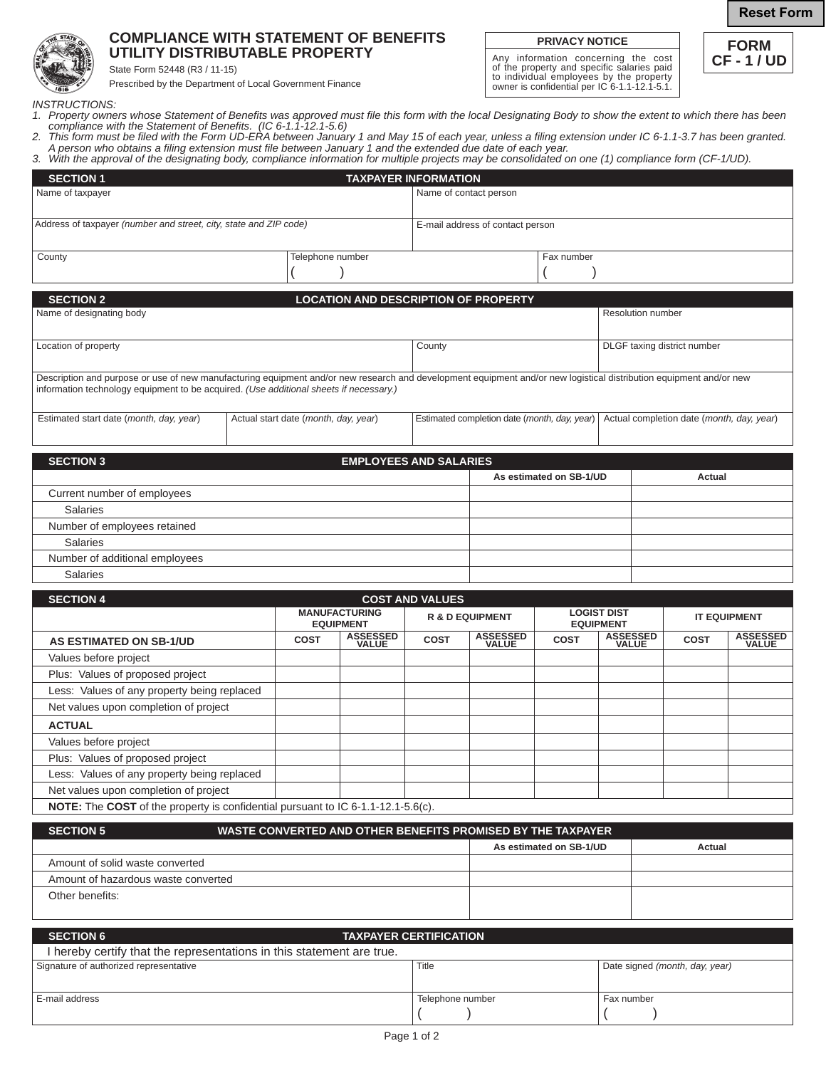Reset Form

# COMPLIANCE WITH STATEMENT OF BENEFITS UTILITY DISTRIBUTABLE PROPERTY

State Form 52448 (R3 / 11-15)

Prescribed by the Department of Local Government Finance

**PRIVACY NOTICE**

Any information concerning the cost of the property and specific salaries paid to individual employees by the property owner is confidential per IC 6-1.1-12.1-5.1.

**FORM CF - 1 / UD**

*INSTRUCTIONS:*

1. *Property owners whose Statement of Benefits was approved must file this form with the local Designating Body to show the extent to which there has been compliance with the Statement of Benefits. (IC 6-1.1-12.1-5.6)*
2. *This form must be filed with the Form UD-ERA between January 1 and May 15 of each year, unless a filing extension under IC 6-1.1-3.7 has been granted. A person who obtains a filing extension must file between January 1 and the extended due date of each year.*
3. *With the approval of the designating body, compliance information for multiple projects may be consolidated on one (1) compliance form (CF-1/UD).*

## SECTION 1 — TAXPAYER INFORMATION

| Name of taxpayer | | Name of contact person |
|---|---|---|
| Address of taxpayer *(number and street, city, state and ZIP code)* | | E-mail address of contact person |
| County | Telephone number ( ) | Fax number ( ) |

## SECTION 2 — LOCATION AND DESCRIPTION OF PROPERTY

| Name of designating body | | Resolution number |
|---|---|---|
| Location of property | County | DLGF taxing district number |

Description and purpose or use of new manufacturing equipment and/or new research and development equipment and/or new logistical distribution equipment and/or new information technology equipment to be acquired. *(Use additional sheets if necessary.)*

| Estimated start date (*month, day, year*) | Actual start date (*month, day, year*) | Estimated completion date (*month, day, year*) | Actual completion date (*month, day, year*) |
|---|---|---|---|
| | | | |

## SECTION 3 — EMPLOYEES AND SALARIES

| | As estimated on SB-1/UD | Actual |
|---|---|---|
| Current number of employees | | |
| Salaries | | |
| Number of employees retained | | |
| Salaries | | |
| Number of additional employees | | |
| Salaries | | |

## SECTION 4 — COST AND VALUES

| | MANUFACTURING EQUIPMENT | | R & D EQUIPMENT | | LOGIST DIST EQUIPMENT | | IT EQUIPMENT | |
|---|---|---|---|---|---|---|---|---|
| **AS ESTIMATED ON SB-1/UD** | COST | ASSESSED VALUE | COST | ASSESSED VALUE | COST | ASSESSED VALUE | COST | ASSESSED VALUE |
| Values before project | | | | | | | | |
| Plus: Values of proposed project | | | | | | | | |
| Less: Values of any property being replaced | | | | | | | | |
| Net values upon completion of project | | | | | | | | |
| **ACTUAL** | | | | | | | | |
| Values before project | | | | | | | | |
| Plus: Values of proposed project | | | | | | | | |
| Less: Values of any property being replaced | | | | | | | | |
| Net values upon completion of project | | | | | | | | |

**NOTE:** The **COST** of the property is confidential pursuant to IC 6-1.1-12.1-5.6(c).

## SECTION 5 — WASTE CONVERTED AND OTHER BENEFITS PROMISED BY THE TAXPAYER

| | As estimated on SB-1/UD | Actual |
|---|---|---|
| Amount of solid waste converted | | |
| Amount of hazardous waste converted | | |
| Other benefits: | | |

## SECTION 6 — TAXPAYER CERTIFICATION

I hereby certify that the representations in this statement are true.

| Signature of authorized representative | Title | Date signed *(month, day, year)* |
|---|---|---|
| E-mail address | Telephone number ( ) | Fax number ( ) |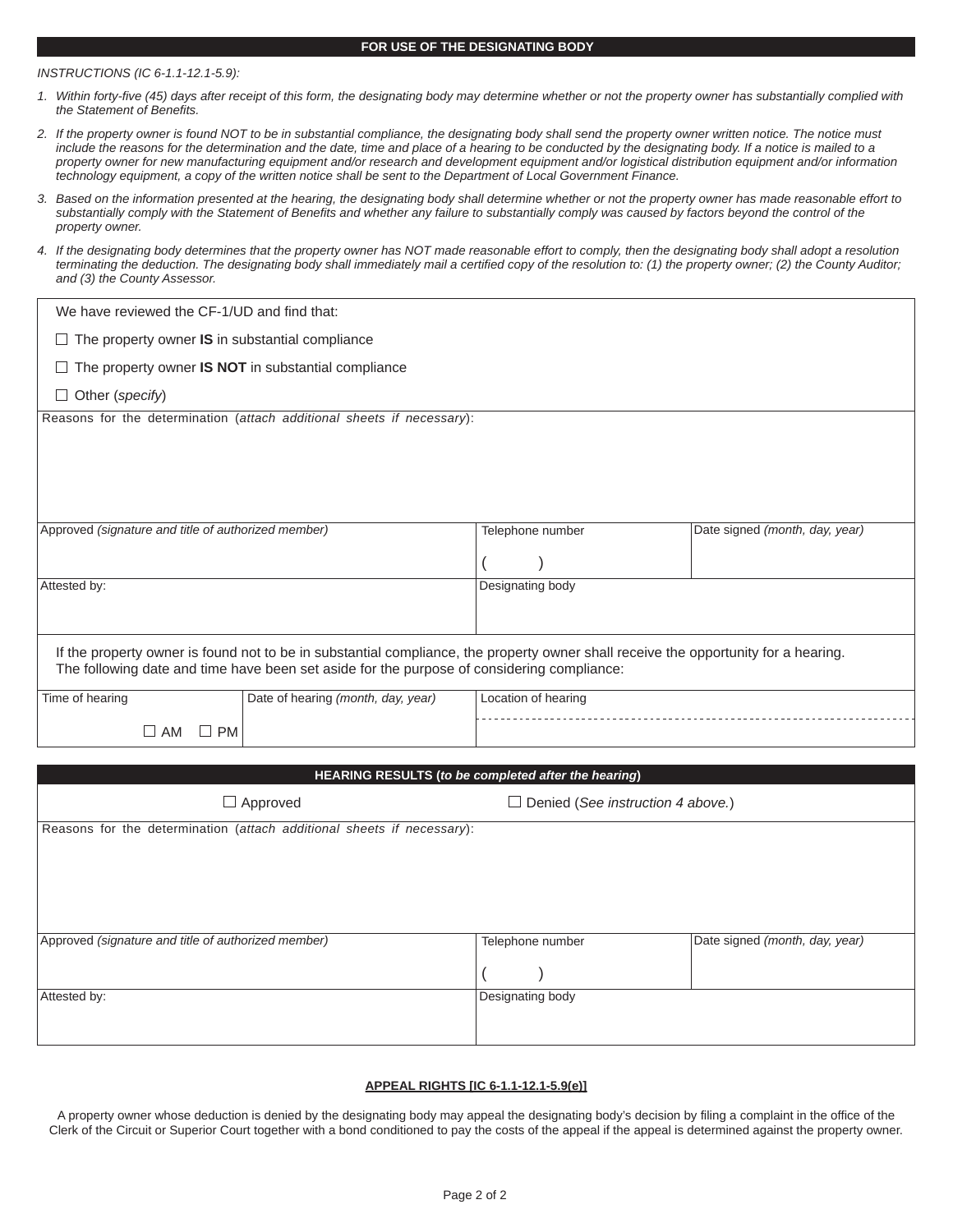## FOR USE OF THE DESIGNATING BODY

*INSTRUCTIONS (IC 6-1.1-12.1-5.9):*

1. *Within forty-five (45) days after receipt of this form, the designating body may determine whether or not the property owner has substantially complied with the Statement of Benefits.*
2. *If the property owner is found NOT to be in substantial compliance, the designating body shall send the property owner written notice. The notice must include the reasons for the determination and the date, time and place of a hearing to be conducted by the designating body. If a notice is mailed to a property owner for new manufacturing equipment and/or research and development equipment and/or logistical distribution equipment and/or information technology equipment, a copy of the written notice shall be sent to the Department of Local Government Finance.*
3. *Based on the information presented at the hearing, the designating body shall determine whether or not the property owner has made reasonable effort to substantially comply with the Statement of Benefits and whether any failure to substantially comply was caused by factors beyond the control of the property owner.*
4. *If the designating body determines that the property owner has NOT made reasonable effort to comply, then the designating body shall adopt a resolution terminating the deduction. The designating body shall immediately mail a certified copy of the resolution to: (1) the property owner; (2) the County Auditor; and (3) the County Assessor.*

We have reviewed the CF-1/UD and find that:

☐ The property owner **IS** in substantial compliance

☐ The property owner **IS NOT** in substantial compliance

☐ Other (*specify*)

Reasons for the determination (*attach additional sheets if necessary*):

| | | |
|---|---|---|
| Approved *(signature and title of authorized member)* | Telephone number<br>(     ) | Date signed *(month, day, year)* |
| Attested by: | Designating body | |

If the property owner is found not to be in substantial compliance, the property owner shall receive the opportunity for a hearing. The following date and time have been set aside for the purpose of considering compliance:

| | | |
|---|---|---|
| Time of hearing<br>☐ AM ☐ PM | Date of hearing *(month, day, year)* | Location of hearing |

## HEARING RESULTS (*to be completed after the hearing*)

☐ Approved ☐ Denied (*See instruction 4 above.*)

Reasons for the determination (*attach additional sheets if necessary*):

| | | |
|---|---|---|
| Approved *(signature and title of authorized member)* | Telephone number<br>(     ) | Date signed *(month, day, year)* |
| Attested by: | Designating body | |

### APPEAL RIGHTS [IC 6-1.1-12.1-5.9(e)]

A property owner whose deduction is denied by the designating body may appeal the designating body's decision by filing a complaint in the office of the Clerk of the Circuit or Superior Court together with a bond conditioned to pay the costs of the appeal if the appeal is determined against the property owner.